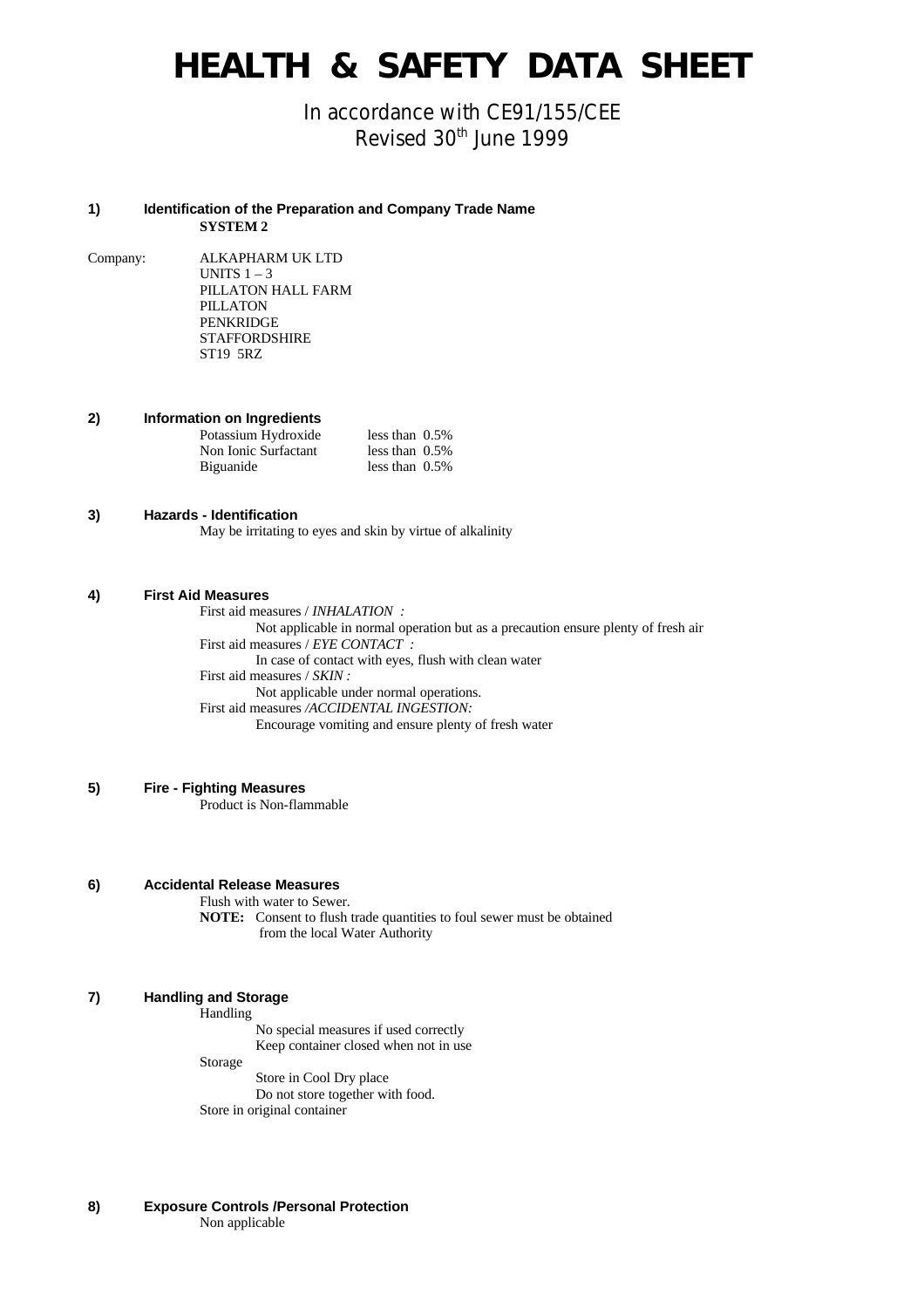# HEALTH & SAFETY DATA SHEET

In accordance with CE91/155/CEE
Revised 30th June 1999

## 1) Identification of the Preparation and Company Trade Name

**SYSTEM 2**

Company: ALKAPHARM UK LTD
UNITS 1 – 3
PILLATON HALL FARM
PILLATON
PENKRIDGE
STAFFORDSHIRE
ST19 5RZ

## 2) Information on Ingredients

| | |
|---|---|
| Potassium Hydroxide | less than 0.5% |
| Non Ionic Surfactant | less than 0.5% |
| Biguanide | less than 0.5% |

## 3) Hazards - Identification

May be irritating to eyes and skin by virtue of alkalinity

## 4) First Aid Measures

First aid measures / *INHALATION :*
Not applicable in normal operation but as a precaution ensure plenty of fresh air

First aid measures / *EYE CONTACT :*
In case of contact with eyes, flush with clean water

First aid measures / *SKIN :*
Not applicable under normal operations.

First aid measures */ACCIDENTAL INGESTION:*
Encourage vomiting and ensure plenty of fresh water

## 5) Fire - Fighting Measures

Product is Non-flammable

## 6) Accidental Release Measures

Flush with water to Sewer.

**NOTE:** Consent to flush trade quantities to foul sewer must be obtained from the local Water Authority

## 7) Handling and Storage

Handling
No special measures if used correctly
Keep container closed when not in use

Storage
Store in Cool Dry place
Do not store together with food.

Store in original container

## 8) Exposure Controls /Personal Protection

Non applicable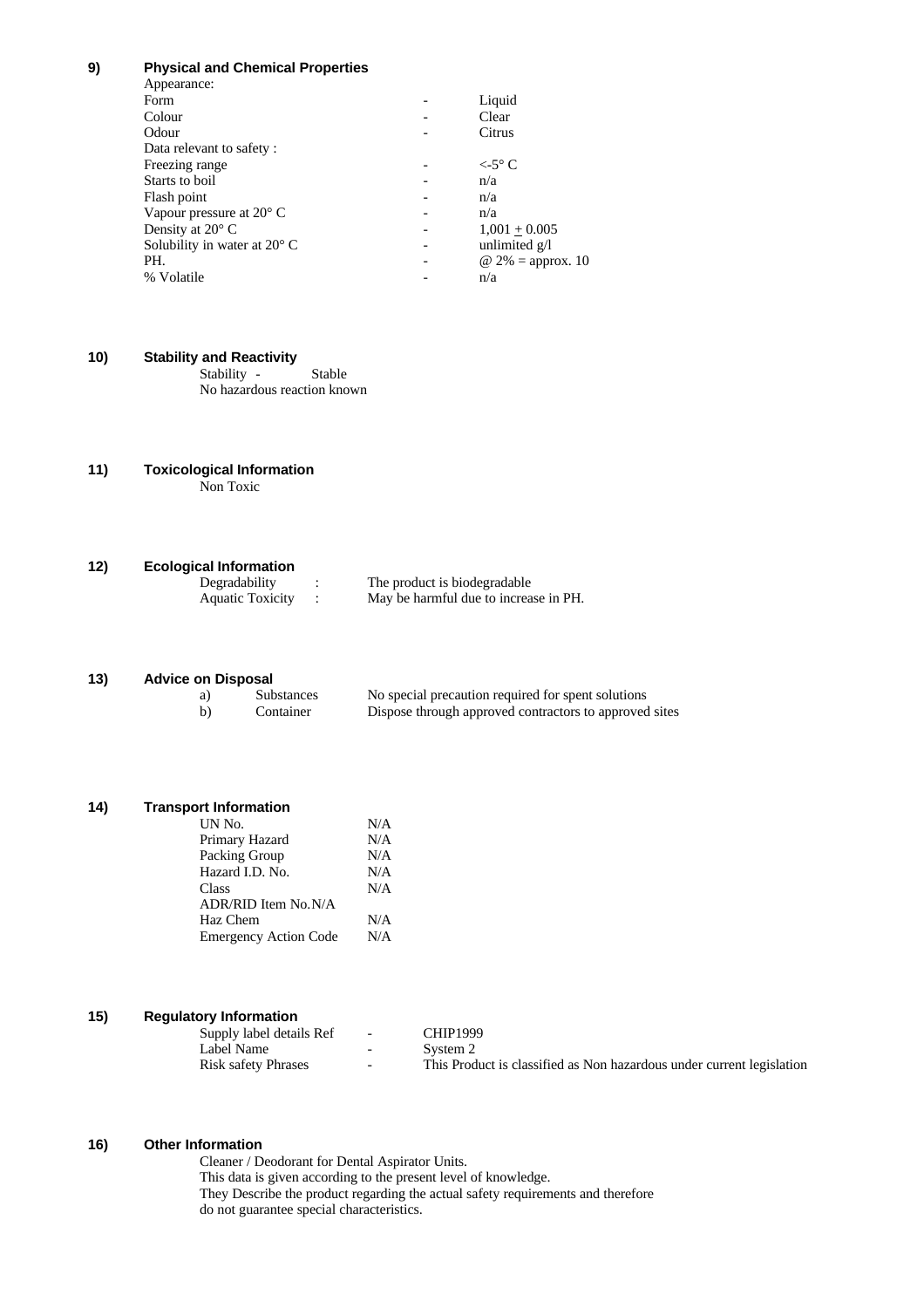## 9) Physical and Chemical Properties

Appearance:

| | | |
|---|---|---|
| Form | - | Liquid |
| Colour | - | Clear |
| Odour | - | Citrus |

Data relevant to safety :

| | | |
|---|---|---|
| Freezing range | - | <-5° C |
| Starts to boil | - | n/a |
| Flash point | - | n/a |
| Vapour pressure at 20° C | - | n/a |
| Density at 20° C | - | 1,001 $\pm$ 0.005 |
| Solubility in water at 20° C | - | unlimited g/l |
| PH. | - | @ 2% = approx. 10 |
| % Volatile | - | n/a |

## 10) Stability and Reactivity

Stability - Stable

No hazardous reaction known

## 11) Toxicological Information

Non Toxic

## 12) Ecological Information

| | | |
|---|---|---|
| Degradability | : | The product is biodegradable |
| Aquatic Toxicity | : | May be harmful due to increase in PH. |

## 13) Advice on Disposal

| | | |
|---|---|---|
| a) | Substances | No special precaution required for spent solutions |
| b) | Container | Dispose through approved contractors to approved sites |

## 14) Transport Information

| | |
|---|---|
| UN No. | N/A |
| Primary Hazard | N/A |
| Packing Group | N/A |
| Hazard I.D. No. | N/A |
| Class | N/A |
| ADR/RID Item No. | N/A |
| Haz Chem | N/A |
| Emergency Action Code | N/A |

## 15) Regulatory Information

| | | |
|---|---|---|
| Supply label details Ref | - | CHIP1999 |
| Label Name | - | System 2 |
| Risk safety Phrases | - | This Product is classified as Non hazardous under current legislation |

## 16) Other Information

Cleaner / Deodorant for Dental Aspirator Units.
This data is given according to the present level of knowledge.
They Describe the product regarding the actual safety requirements and therefore do not guarantee special characteristics.